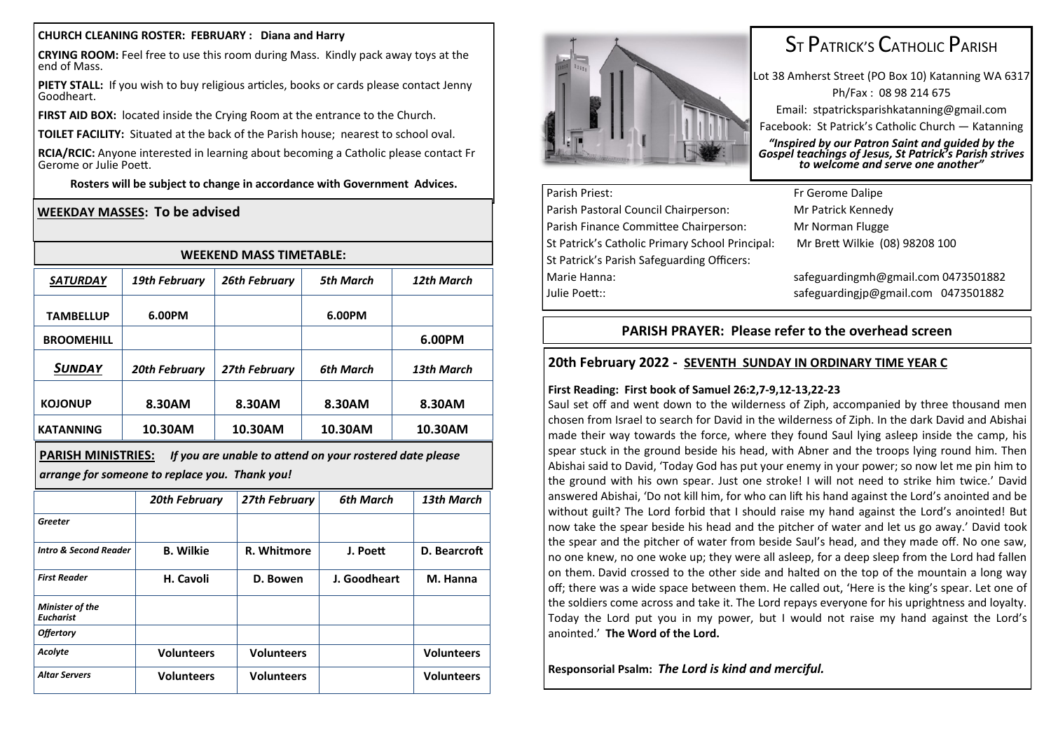**CHURCH CLEANING ROSTER: FEBRUARY : Diana and Harry**

**CRYING ROOM:** Feel free to use this room during Mass. Kindly pack away toys at the end of Mass.

**PIETY STALL:** If you wish to buy religious articles, books or cards please contact Jenny Goodheart.

**FIRST AID BOX:** located inside the Crying Room at the entrance to the Church.

**TOILET FACILITY:** Situated at the back of the Parish house; nearest to school oval.

**RCIA/RCIC:** Anyone interested in learning about becoming a Catholic please contact Fr Gerome or Julie Poett.

**Rosters will be subject to change in accordance with Government Advices.**

## WEEKDAY MASSES: To be advised

## WEEKEND MASS TIMETABLE:

| ***SATURDAY*** | ***19th February*** | ***26th February*** | ***5th March*** | ***12th March*** |
|---|---|---|---|---|
| **TAMBELLUP** | **6.00PM** | | **6.00PM** | |
| **BROOMEHILL** | | | | **6.00PM** |
| ***SUNDAY*** | ***20th February*** | ***27th February*** | ***6th March*** | ***13th March*** |
| **KOJONUP** | **8.30AM** | **8.30AM** | **8.30AM** | **8.30AM** |
| **KATANNING** | **10.30AM** | **10.30AM** | **10.30AM** | **10.30AM** |

**PARISH MINISTRIES:** ***If you are unable to attend on your rostered date please arrange for someone to replace you. Thank you!***

| | ***20th February*** | ***27th February*** | ***6th March*** | ***13th March*** |
|---|---|---|---|---|
| ***Greeter*** | | | | |
| ***Intro & Second Reader*** | **B. Wilkie** | **R. Whitmore** | **J. Poett** | **D. Bearcroft** |
| ***First Reader*** | **H. Cavoli** | **D. Bowen** | **J. Goodheart** | **M. Hanna** |
| ***Minister of the Eucharist*** | | | | |
| ***Offertory*** | | | | |
| ***Acolyte*** | **Volunteers** | **Volunteers** | | **Volunteers** |
| ***Altar Servers*** | **Volunteers** | **Volunteers** | | **Volunteers** |

# ST PATRICK'S CATHOLIC PARISH

Lot 38 Amherst Street (PO Box 10) Katanning WA 6317

Ph/Fax : 08 98 214 675

Email: stpatricksparishkatanning@gmail.com

Facebook: St Patrick's Catholic Church — Katanning

***"Inspired by our Patron Saint and guided by the Gospel teachings of Jesus, St Patrick's Parish strives to welcome and serve one another"***

| | |
|---|---|
| Parish Priest: | Fr Gerome Dalipe |
| Parish Pastoral Council Chairperson: | Mr Patrick Kennedy |
| Parish Finance Committee Chairperson: | Mr Norman Flugge |
| St Patrick's Catholic Primary School Principal: | Mr Brett Wilkie (08) 98208 100 |
| St Patrick's Parish Safeguarding Officers: | |
| Marie Hanna: | safeguardingmh@gmail.com 0473501882 |
| Julie Poett:: | safeguardingjp@gmail.com 0473501882 |

## PARISH PRAYER: Please refer to the overhead screen

## 20th February 2022 - SEVENTH SUNDAY IN ORDINARY TIME YEAR C

**First Reading: First book of Samuel 26:2,7-9,12-13,22-23**

Saul set off and went down to the wilderness of Ziph, accompanied by three thousand men chosen from Israel to search for David in the wilderness of Ziph. In the dark David and Abishai made their way towards the force, where they found Saul lying asleep inside the camp, his spear stuck in the ground beside his head, with Abner and the troops lying round him. Then Abishai said to David, 'Today God has put your enemy in your power; so now let me pin him to the ground with his own spear. Just one stroke! I will not need to strike him twice.' David answered Abishai, 'Do not kill him, for who can lift his hand against the Lord's anointed and be without guilt? The Lord forbid that I should raise my hand against the Lord's anointed! But now take the spear beside his head and the pitcher of water and let us go away.' David took the spear and the pitcher of water from beside Saul's head, and they made off. No one saw, no one knew, no one woke up; they were all asleep, for a deep sleep from the Lord had fallen on them. David crossed to the other side and halted on the top of the mountain a long way off; there was a wide space between them. He called out, 'Here is the king's spear. Let one of the soldiers come across and take it. The Lord repays everyone for his uprightness and loyalty. Today the Lord put you in my power, but I would not raise my hand against the Lord's anointed.' **The Word of the Lord.**

**Responsorial Psalm:** ***The Lord is kind and merciful.***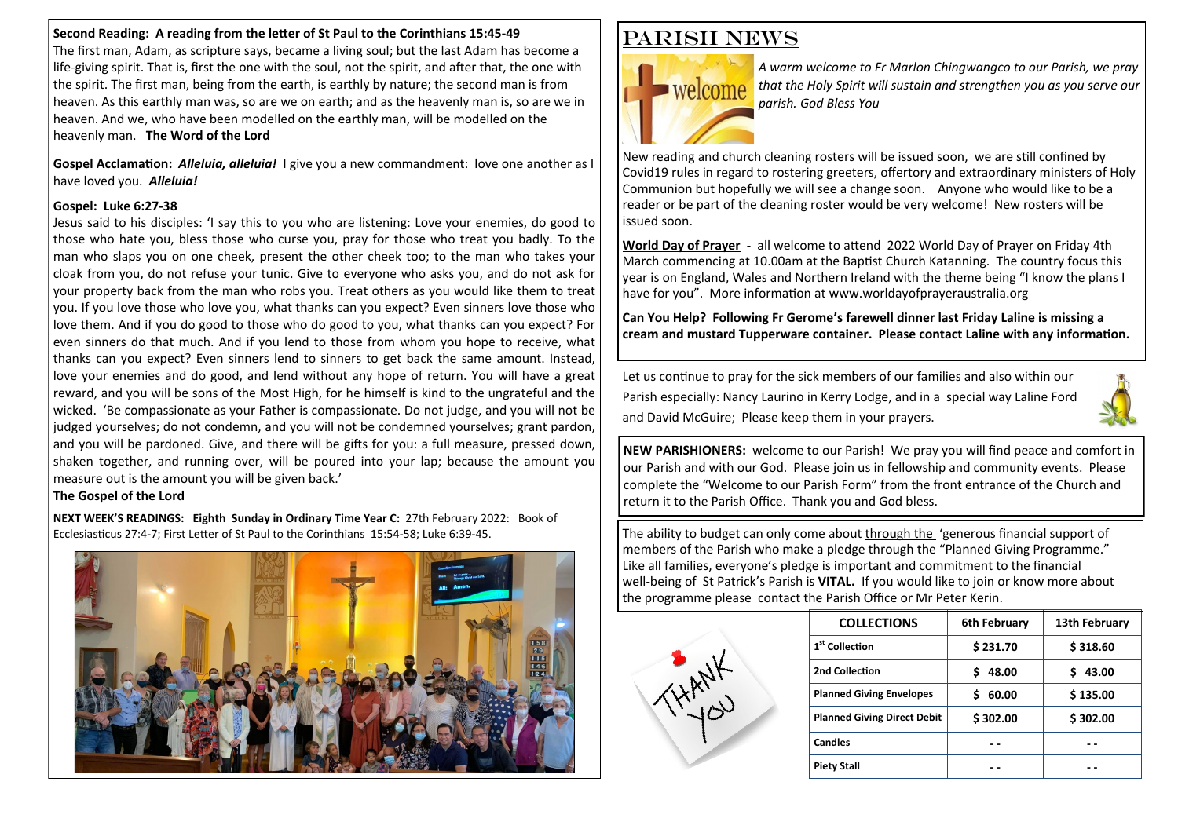**Second Reading: A reading from the letter of St Paul to the Corinthians 15:45-49**

The first man, Adam, as scripture says, became a living soul; but the last Adam has become a life-giving spirit. That is, first the one with the soul, not the spirit, and after that, the one with the spirit. The first man, being from the earth, is earthly by nature; the second man is from heaven. As this earthly man was, so are we on earth; and as the heavenly man is, so are we in heaven. And we, who have been modelled on the earthly man, will be modelled on the heavenly man. **The Word of the Lord**

**Gospel Acclamation:** ***Alleluia, alleluia!*** I give you a new commandment: love one another as I have loved you. ***Alleluia!***

**Gospel: Luke 6:27-38**

Jesus said to his disciples: 'I say this to you who are listening: Love your enemies, do good to those who hate you, bless those who curse you, pray for those who treat you badly. To the man who slaps you on one cheek, present the other cheek too; to the man who takes your cloak from you, do not refuse your tunic. Give to everyone who asks you, and do not ask for your property back from the man who robs you. Treat others as you would like them to treat you. If you love those who love you, what thanks can you expect? Even sinners love those who love them. And if you do good to those who do good to you, what thanks can you expect? For even sinners do that much. And if you lend to those from whom you hope to receive, what thanks can you expect? Even sinners lend to sinners to get back the same amount. Instead, love your enemies and do good, and lend without any hope of return. You will have a great reward, and you will be sons of the Most High, for he himself is kind to the ungrateful and the wicked. 'Be compassionate as your Father is compassionate. Do not judge, and you will not be judged yourselves; do not condemn, and you will not be condemned yourselves; grant pardon, and you will be pardoned. Give, and there will be gifts for you: a full measure, pressed down, shaken together, and running over, will be poured into your lap; because the amount you measure out is the amount you will be given back.'

**The Gospel of the Lord**

**NEXT WEEK'S READINGS: Eighth Sunday in Ordinary Time Year C:** 27th February 2022: Book of Ecclesiasticus 27:4-7; First Letter of St Paul to the Corinthians 15:54-58; Luke 6:39-45.

# PARISH NEWS

*A warm welcome to Fr Marlon Chingwangco to our Parish, we pray that the Holy Spirit will sustain and strengthen you as you serve our parish. God Bless You*

New reading and church cleaning rosters will be issued soon, we are still confined by Covid19 rules in regard to rostering greeters, offertory and extraordinary ministers of Holy Communion but hopefully we will see a change soon. Anyone who would like to be a reader or be part of the cleaning roster would be very welcome! New rosters will be issued soon.

**World Day of Prayer** - all welcome to attend 2022 World Day of Prayer on Friday 4th March commencing at 10.00am at the Baptist Church Katanning. The country focus this year is on England, Wales and Northern Ireland with the theme being "I know the plans I have for you". More information at www.worldayofprayeraustralia.org

**Can You Help? Following Fr Gerome's farewell dinner last Friday Laline is missing a cream and mustard Tupperware container. Please contact Laline with any information.**

Let us continue to pray for the sick members of our families and also within our Parish especially: Nancy Laurino in Kerry Lodge, and in a special way Laline Ford and David McGuire; Please keep them in your prayers.

**NEW PARISHIONERS:** welcome to our Parish! We pray you will find peace and comfort in our Parish and with our God. Please join us in fellowship and community events. Please complete the "Welcome to our Parish Form" from the front entrance of the Church and return it to the Parish Office. Thank you and God bless.

The ability to budget can only come about through the 'generous financial support of members of the Parish who make a pledge through the "Planned Giving Programme." Like all families, everyone's pledge is important and commitment to the financial well-being of St Patrick's Parish is **VITAL.** If you would like to join or know more about the programme please contact the Parish Office or Mr Peter Kerin.

| COLLECTIONS | 6th February | 13th February |
|---|---|---|
| 1st Collection | $ 231.70 | $ 318.60 |
| 2nd Collection | $ 48.00 | $ 43.00 |
| Planned Giving Envelopes | $ 60.00 | $ 135.00 |
| Planned Giving Direct Debit | $ 302.00 | $ 302.00 |
| Candles | - - | - - |
| Piety Stall | - - | - - |